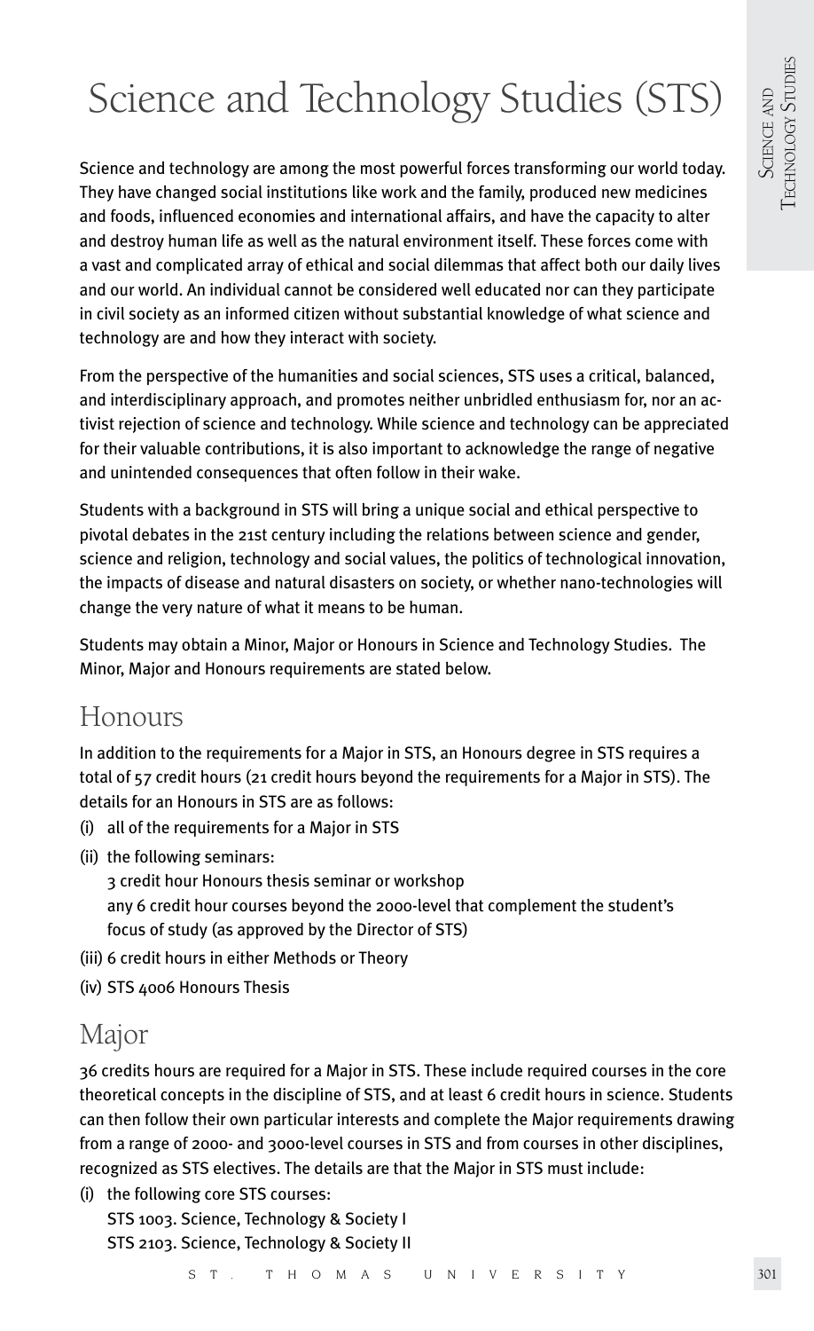# Science and Technology Studies (STS)

Science and technology are among the most powerful forces transforming our world today. They have changed social institutions like work and the family, produced new medicines and foods, influenced economies and international affairs, and have the capacity to alter and destroy human life as well as the natural environment itself. These forces come with a vast and complicated array of ethical and social dilemmas that affect both our daily lives and our world. An individual cannot be considered well educated nor can they participate in civil society as an informed citizen without substantial knowledge of what science and technology are and how they interact with society.

From the perspective of the humanities and social sciences, STS uses a critical, balanced, and interdisciplinary approach, and promotes neither unbridled enthusiasm for, nor an activist rejection of science and technology. While science and technology can be appreciated for their valuable contributions, it is also important to acknowledge the range of negative and unintended consequences that often follow in their wake.

Students with a background in STS will bring a unique social and ethical perspective to pivotal debates in the 21st century including the relations between science and gender, science and religion, technology and social values, the politics of technological innovation, the impacts of disease and natural disasters on society, or whether nano-technologies will change the very nature of what it means to be human.

Students may obtain a Minor, Major or Honours in Science and Technology Studies. The Minor, Major and Honours requirements are stated below.

## Honours

In addition to the requirements for a Major in STS, an Honours degree in STS requires a total of 57 credit hours (21 credit hours beyond the requirements for a Major in STS). The details for an Honours in STS are as follows:

(i) all of the requirements for a Major in STS

(ii) the following seminars:
   3 credit hour Honours thesis seminar or workshop
   any 6 credit hour courses beyond the 2000-level that complement the student's focus of study (as approved by the Director of STS)

(iii) 6 credit hours in either Methods or Theory

(iv) STS 4006 Honours Thesis

## Major

36 credits hours are required for a Major in STS. These include required courses in the core theoretical concepts in the discipline of STS, and at least 6 credit hours in science. Students can then follow their own particular interests and complete the Major requirements drawing from a range of 2000- and 3000-level courses in STS and from courses in other disciplines, recognized as STS electives. The details are that the Major in STS must include:

(i) the following core STS courses:
   STS 1003. Science, Technology & Society I
   STS 2103. Science, Technology & Society II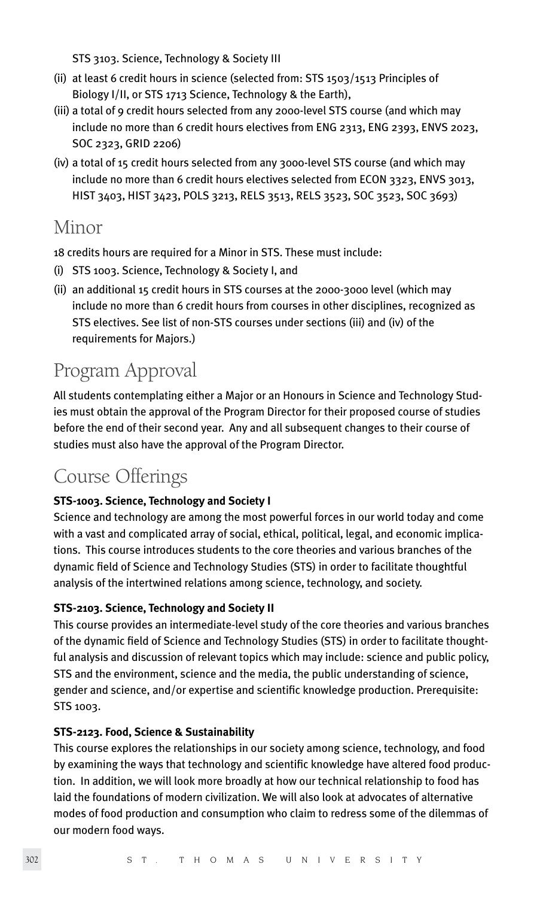STS 3103. Science, Technology & Society III

(ii) at least 6 credit hours in science (selected from: STS 1503/1513 Principles of Biology I/II, or STS 1713 Science, Technology & the Earth),

(iii) a total of 9 credit hours selected from any 2000-level STS course (and which may include no more than 6 credit hours electives from ENG 2313, ENG 2393, ENVS 2023, SOC 2323, GRID 2206)

(iv) a total of 15 credit hours selected from any 3000-level STS course (and which may include no more than 6 credit hours electives selected from ECON 3323, ENVS 3013, HIST 3403, HIST 3423, POLS 3213, RELS 3513, RELS 3523, SOC 3523, SOC 3693)

## Minor

18 credits hours are required for a Minor in STS. These must include:

(i) STS 1003. Science, Technology & Society I, and

(ii) an additional 15 credit hours in STS courses at the 2000-3000 level (which may include no more than 6 credit hours from courses in other disciplines, recognized as STS electives. See list of non-STS courses under sections (iii) and (iv) of the requirements for Majors.)

## Program Approval

All students contemplating either a Major or an Honours in Science and Technology Studies must obtain the approval of the Program Director for their proposed course of studies before the end of their second year. Any and all subsequent changes to their course of studies must also have the approval of the Program Director.

## Course Offerings

**STS-1003. Science, Technology and Society I**

Science and technology are among the most powerful forces in our world today and come with a vast and complicated array of social, ethical, political, legal, and economic implications. This course introduces students to the core theories and various branches of the dynamic field of Science and Technology Studies (STS) in order to facilitate thoughtful analysis of the intertwined relations among science, technology, and society.

**STS-2103. Science, Technology and Society II**

This course provides an intermediate-level study of the core theories and various branches of the dynamic field of Science and Technology Studies (STS) in order to facilitate thoughtful analysis and discussion of relevant topics which may include: science and public policy, STS and the environment, science and the media, the public understanding of science, gender and science, and/or expertise and scientific knowledge production. Prerequisite: STS 1003.

**STS-2123. Food, Science & Sustainability**

This course explores the relationships in our society among science, technology, and food by examining the ways that technology and scientific knowledge have altered food production. In addition, we will look more broadly at how our technical relationship to food has laid the foundations of modern civilization. We will also look at advocates of alternative modes of food production and consumption who claim to redress some of the dilemmas of our modern food ways.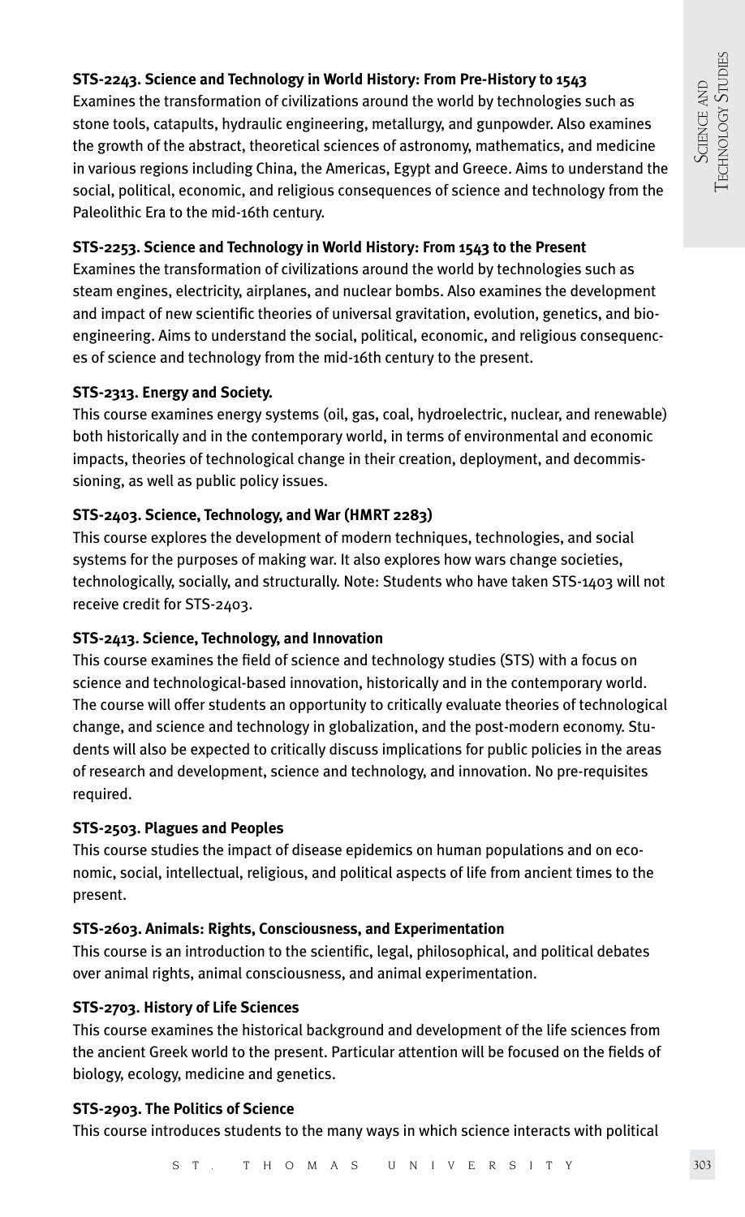**STS-2243. Science and Technology in World History: From Pre-History to 1543**

Examines the transformation of civilizations around the world by technologies such as stone tools, catapults, hydraulic engineering, metallurgy, and gunpowder. Also examines the growth of the abstract, theoretical sciences of astronomy, mathematics, and medicine in various regions including China, the Americas, Egypt and Greece. Aims to understand the social, political, economic, and religious consequences of science and technology from the Paleolithic Era to the mid-16th century.

**STS-2253. Science and Technology in World History: From 1543 to the Present**

Examines the transformation of civilizations around the world by technologies such as steam engines, electricity, airplanes, and nuclear bombs. Also examines the development and impact of new scientific theories of universal gravitation, evolution, genetics, and bio-engineering. Aims to understand the social, political, economic, and religious consequences of science and technology from the mid-16th century to the present.

**STS-2313. Energy and Society.**

This course examines energy systems (oil, gas, coal, hydroelectric, nuclear, and renewable) both historically and in the contemporary world, in terms of environmental and economic impacts, theories of technological change in their creation, deployment, and decommissioning, as well as public policy issues.

**STS-2403. Science, Technology, and War (HMRT 2283)**

This course explores the development of modern techniques, technologies, and social systems for the purposes of making war. It also explores how wars change societies, technologically, socially, and structurally. Note: Students who have taken STS-1403 will not receive credit for STS-2403.

**STS-2413. Science, Technology, and Innovation**

This course examines the field of science and technology studies (STS) with a focus on science and technological-based innovation, historically and in the contemporary world. The course will offer students an opportunity to critically evaluate theories of technological change, and science and technology in globalization, and the post-modern economy. Students will also be expected to critically discuss implications for public policies in the areas of research and development, science and technology, and innovation. No pre-requisites required.

**STS-2503. Plagues and Peoples**

This course studies the impact of disease epidemics on human populations and on economic, social, intellectual, religious, and political aspects of life from ancient times to the present.

**STS-2603. Animals: Rights, Consciousness, and Experimentation**

This course is an introduction to the scientific, legal, philosophical, and political debates over animal rights, animal consciousness, and animal experimentation.

**STS-2703. History of Life Sciences**

This course examines the historical background and development of the life sciences from the ancient Greek world to the present. Particular attention will be focused on the fields of biology, ecology, medicine and genetics.

**STS-2903. The Politics of Science**

This course introduces students to the many ways in which science interacts with political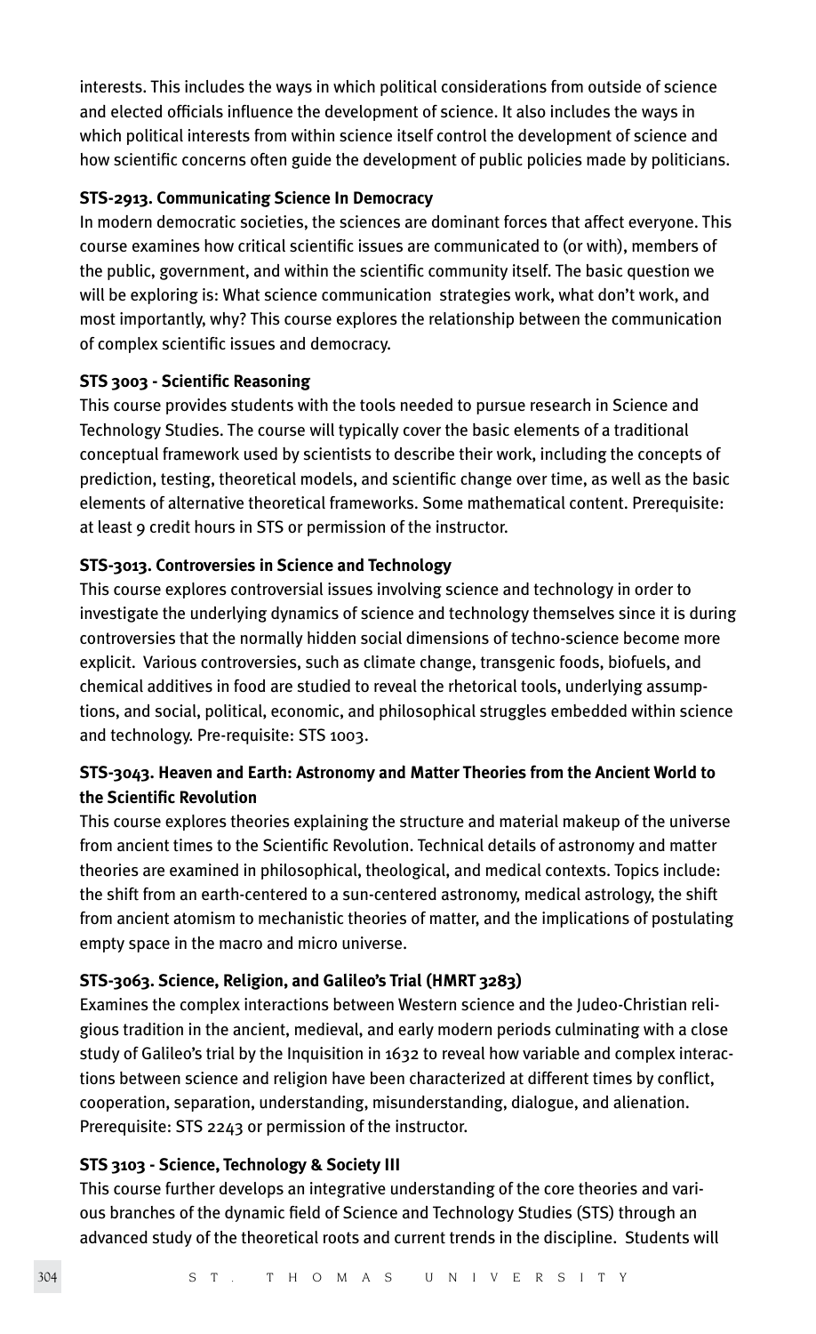interests. This includes the ways in which political considerations from outside of science and elected officials influence the development of science. It also includes the ways in which political interests from within science itself control the development of science and how scientific concerns often guide the development of public policies made by politicians.

**STS-2913. Communicating Science In Democracy**

In modern democratic societies, the sciences are dominant forces that affect everyone. This course examines how critical scientific issues are communicated to (or with), members of the public, government, and within the scientific community itself. The basic question we will be exploring is: What science communication strategies work, what don't work, and most importantly, why? This course explores the relationship between the communication of complex scientific issues and democracy.

**STS 3003 - Scientific Reasoning**

This course provides students with the tools needed to pursue research in Science and Technology Studies. The course will typically cover the basic elements of a traditional conceptual framework used by scientists to describe their work, including the concepts of prediction, testing, theoretical models, and scientific change over time, as well as the basic elements of alternative theoretical frameworks. Some mathematical content. Prerequisite: at least 9 credit hours in STS or permission of the instructor.

**STS-3013. Controversies in Science and Technology**

This course explores controversial issues involving science and technology in order to investigate the underlying dynamics of science and technology themselves since it is during controversies that the normally hidden social dimensions of techno-science become more explicit. Various controversies, such as climate change, transgenic foods, biofuels, and chemical additives in food are studied to reveal the rhetorical tools, underlying assumptions, and social, political, economic, and philosophical struggles embedded within science and technology. Pre-requisite: STS 1003.

**STS-3043. Heaven and Earth: Astronomy and Matter Theories from the Ancient World to the Scientific Revolution**

This course explores theories explaining the structure and material makeup of the universe from ancient times to the Scientific Revolution. Technical details of astronomy and matter theories are examined in philosophical, theological, and medical contexts. Topics include: the shift from an earth-centered to a sun-centered astronomy, medical astrology, the shift from ancient atomism to mechanistic theories of matter, and the implications of postulating empty space in the macro and micro universe.

**STS-3063. Science, Religion, and Galileo's Trial (HMRT 3283)**

Examines the complex interactions between Western science and the Judeo-Christian religious tradition in the ancient, medieval, and early modern periods culminating with a close study of Galileo's trial by the Inquisition in 1632 to reveal how variable and complex interactions between science and religion have been characterized at different times by conflict, cooperation, separation, understanding, misunderstanding, dialogue, and alienation. Prerequisite: STS 2243 or permission of the instructor.

**STS 3103 - Science, Technology & Society III**

This course further develops an integrative understanding of the core theories and various branches of the dynamic field of Science and Technology Studies (STS) through an advanced study of the theoretical roots and current trends in the discipline. Students will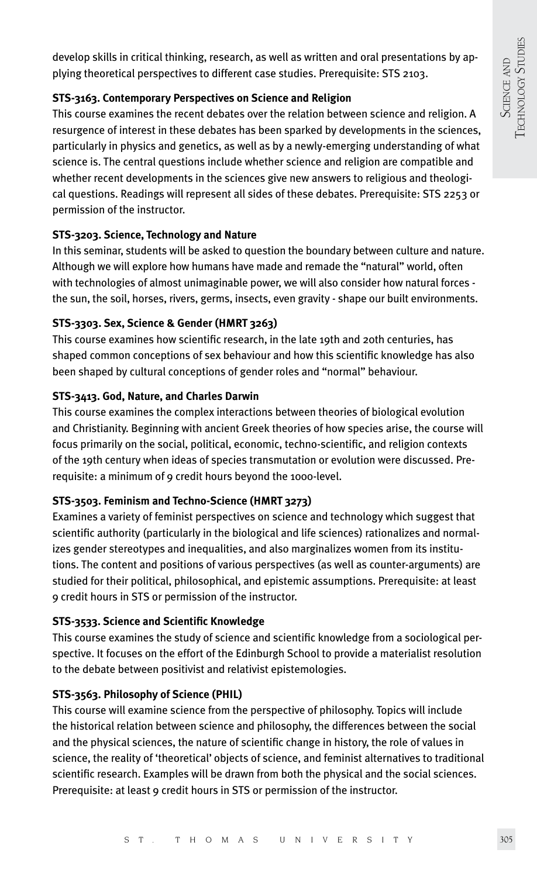develop skills in critical thinking, research, as well as written and oral presentations by applying theoretical perspectives to different case studies. Prerequisite: STS 2103.

**STS-3163. Contemporary Perspectives on Science and Religion**

This course examines the recent debates over the relation between science and religion. A resurgence of interest in these debates has been sparked by developments in the sciences, particularly in physics and genetics, as well as by a newly-emerging understanding of what science is. The central questions include whether science and religion are compatible and whether recent developments in the sciences give new answers to religious and theological questions. Readings will represent all sides of these debates. Prerequisite: STS 2253 or permission of the instructor.

**STS-3203. Science, Technology and Nature**

In this seminar, students will be asked to question the boundary between culture and nature. Although we will explore how humans have made and remade the "natural" world, often with technologies of almost unimaginable power, we will also consider how natural forces - the sun, the soil, horses, rivers, germs, insects, even gravity - shape our built environments.

**STS-3303. Sex, Science & Gender (HMRT 3263)**

This course examines how scientific research, in the late 19th and 20th centuries, has shaped common conceptions of sex behaviour and how this scientific knowledge has also been shaped by cultural conceptions of gender roles and "normal" behaviour.

**STS-3413. God, Nature, and Charles Darwin**

This course examines the complex interactions between theories of biological evolution and Christianity. Beginning with ancient Greek theories of how species arise, the course will focus primarily on the social, political, economic, techno-scientific, and religion contexts of the 19th century when ideas of species transmutation or evolution were discussed. Prerequisite: a minimum of 9 credit hours beyond the 1000-level.

**STS-3503. Feminism and Techno-Science (HMRT 3273)**

Examines a variety of feminist perspectives on science and technology which suggest that scientific authority (particularly in the biological and life sciences) rationalizes and normalizes gender stereotypes and inequalities, and also marginalizes women from its institutions. The content and positions of various perspectives (as well as counter-arguments) are studied for their political, philosophical, and epistemic assumptions. Prerequisite: at least 9 credit hours in STS or permission of the instructor.

**STS-3533. Science and Scientific Knowledge**

This course examines the study of science and scientific knowledge from a sociological perspective. It focuses on the effort of the Edinburgh School to provide a materialist resolution to the debate between positivist and relativist epistemologies.

**STS-3563. Philosophy of Science (PHIL)**

This course will examine science from the perspective of philosophy. Topics will include the historical relation between science and philosophy, the differences between the social and the physical sciences, the nature of scientific change in history, the role of values in science, the reality of 'theoretical' objects of science, and feminist alternatives to traditional scientific research. Examples will be drawn from both the physical and the social sciences. Prerequisite: at least 9 credit hours in STS or permission of the instructor.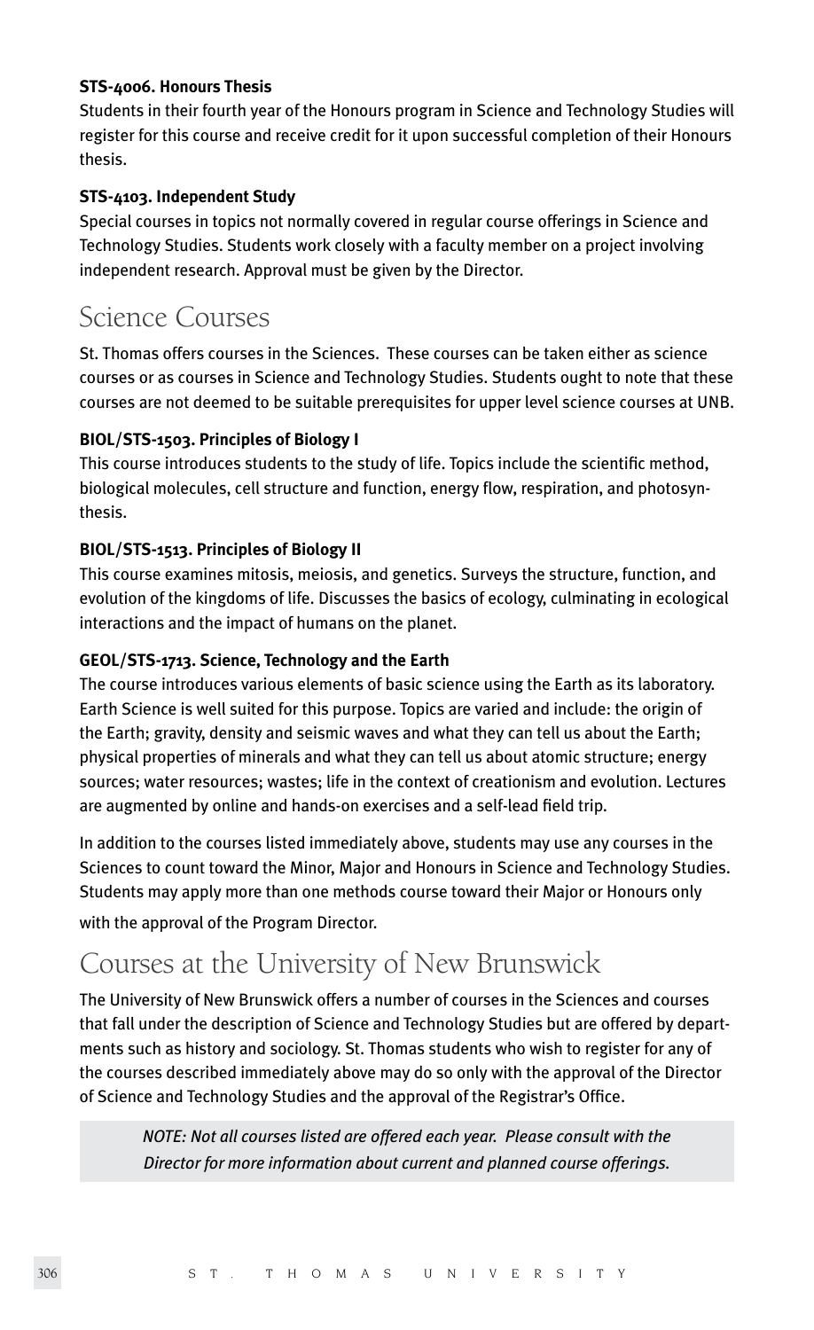**STS-4006. Honours Thesis**

Students in their fourth year of the Honours program in Science and Technology Studies will register for this course and receive credit for it upon successful completion of their Honours thesis.

**STS-4103. Independent Study**

Special courses in topics not normally covered in regular course offerings in Science and Technology Studies. Students work closely with a faculty member on a project involving independent research. Approval must be given by the Director.

## Science Courses

St. Thomas offers courses in the Sciences. These courses can be taken either as science courses or as courses in Science and Technology Studies. Students ought to note that these courses are not deemed to be suitable prerequisites for upper level science courses at UNB.

**BIOL/STS-1503. Principles of Biology I**

This course introduces students to the study of life. Topics include the scientific method, biological molecules, cell structure and function, energy flow, respiration, and photosynthesis.

**BIOL/STS-1513. Principles of Biology II**

This course examines mitosis, meiosis, and genetics. Surveys the structure, function, and evolution of the kingdoms of life. Discusses the basics of ecology, culminating in ecological interactions and the impact of humans on the planet.

**GEOL/STS-1713. Science, Technology and the Earth**

The course introduces various elements of basic science using the Earth as its laboratory. Earth Science is well suited for this purpose. Topics are varied and include: the origin of the Earth; gravity, density and seismic waves and what they can tell us about the Earth; physical properties of minerals and what they can tell us about atomic structure; energy sources; water resources; wastes; life in the context of creationism and evolution. Lectures are augmented by online and hands-on exercises and a self-lead field trip.

In addition to the courses listed immediately above, students may use any courses in the Sciences to count toward the Minor, Major and Honours in Science and Technology Studies. Students may apply more than one methods course toward their Major or Honours only with the approval of the Program Director.

## Courses at the University of New Brunswick

The University of New Brunswick offers a number of courses in the Sciences and courses that fall under the description of Science and Technology Studies but are offered by departments such as history and sociology. St. Thomas students who wish to register for any of the courses described immediately above may do so only with the approval of the Director of Science and Technology Studies and the approval of the Registrar's Office.

*NOTE: Not all courses listed are offered each year. Please consult with the Director for more information about current and planned course offerings.*